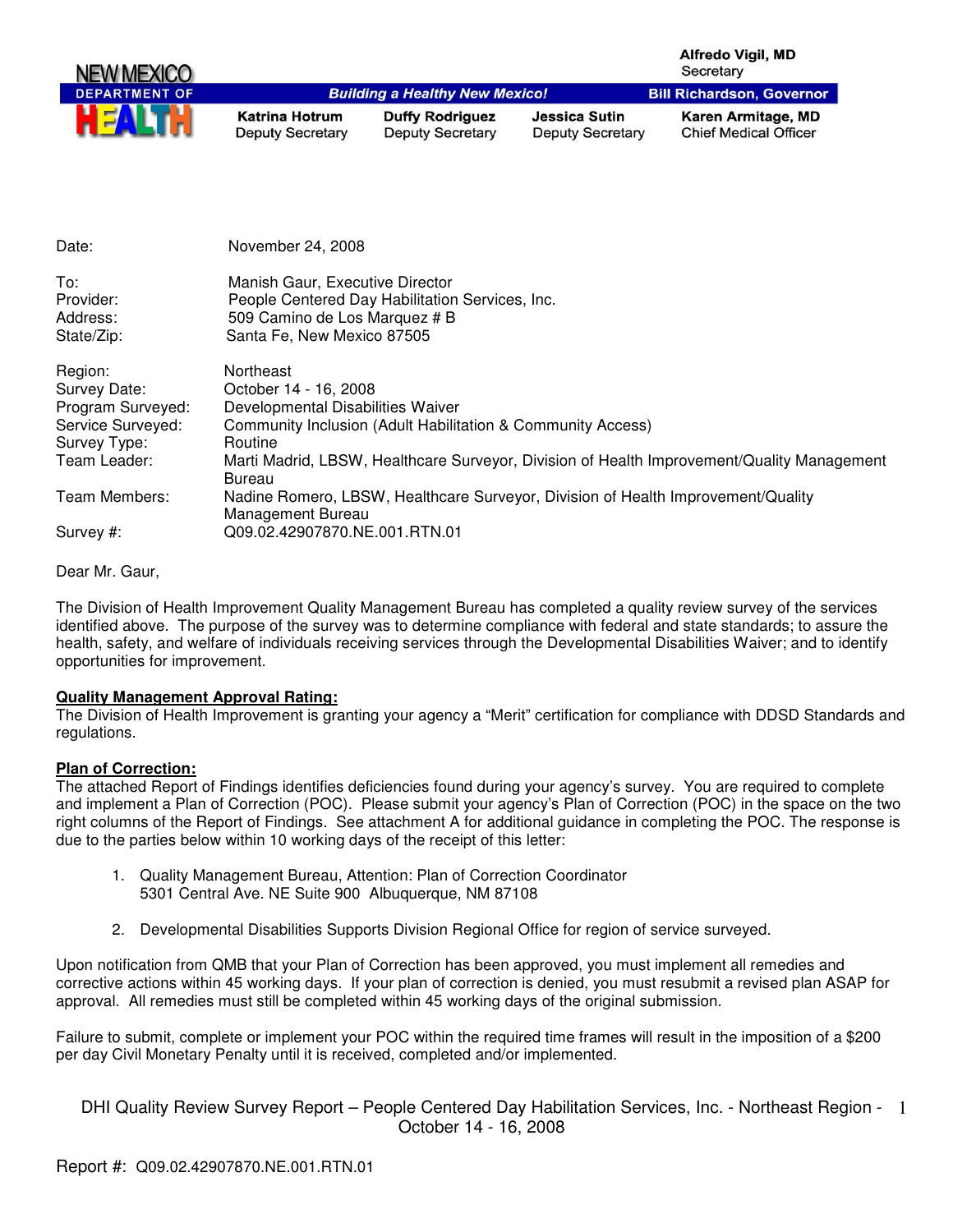NEW MEXICO DEPARTMENT OF HEALTH

Building a Healthy New Mexico!

Alfredo Vigil, MD
Secretary

Bill Richardson, Governor

Katrina Hotrum, Deputy Secretary | Duffy Rodriguez, Deputy Secretary | Jessica Sutin, Deputy Secretary | Karen Armitage, MD, Chief Medical Officer

Date: November 24, 2008

To: Manish Gaur, Executive Director
Provider: People Centered Day Habilitation Services, Inc.
Address: 509 Camino de Los Marquez # B
State/Zip: Santa Fe, New Mexico 87505

Region: Northeast
Survey Date: October 14 - 16, 2008
Program Surveyed: Developmental Disabilities Waiver
Service Surveyed: Community Inclusion (Adult Habilitation & Community Access)
Survey Type: Routine
Team Leader: Marti Madrid, LBSW, Healthcare Surveyor, Division of Health Improvement/Quality Management Bureau
Team Members: Nadine Romero, LBSW, Healthcare Surveyor, Division of Health Improvement/Quality Management Bureau
Survey #: Q09.02.42907870.NE.001.RTN.01

Dear Mr. Gaur,

The Division of Health Improvement Quality Management Bureau has completed a quality review survey of the services identified above. The purpose of the survey was to determine compliance with federal and state standards; to assure the health, safety, and welfare of individuals receiving services through the Developmental Disabilities Waiver; and to identify opportunities for improvement.

**Quality Management Approval Rating:**
The Division of Health Improvement is granting your agency a "Merit" certification for compliance with DDSD Standards and regulations.

**Plan of Correction:**
The attached Report of Findings identifies deficiencies found during your agency's survey. You are required to complete and implement a Plan of Correction (POC). Please submit your agency's Plan of Correction (POC) in the space on the two right columns of the Report of Findings. See attachment A for additional guidance in completing the POC. The response is due to the parties below within 10 working days of the receipt of this letter:

1. Quality Management Bureau, Attention: Plan of Correction Coordinator
   5301 Central Ave. NE Suite 900 Albuquerque, NM 87108

2. Developmental Disabilities Supports Division Regional Office for region of service surveyed.

Upon notification from QMB that your Plan of Correction has been approved, you must implement all remedies and corrective actions within 45 working days. If your plan of correction is denied, you must resubmit a revised plan ASAP for approval. All remedies must still be completed within 45 working days of the original submission.

Failure to submit, complete or implement your POC within the required time frames will result in the imposition of a $200 per day Civil Monetary Penalty until it is received, completed and/or implemented.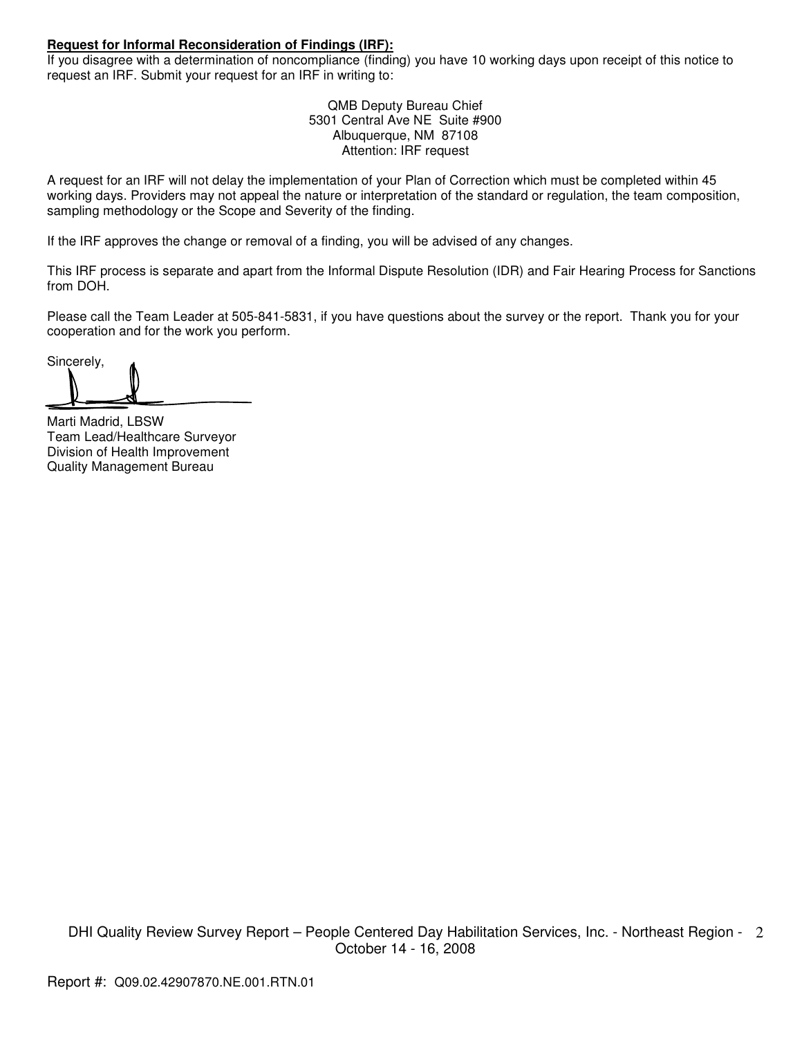**Request for Informal Reconsideration of Findings (IRF):**
If you disagree with a determination of noncompliance (finding) you have 10 working days upon receipt of this notice to request an IRF. Submit your request for an IRF in writing to:

QMB Deputy Bureau Chief
5301 Central Ave NE Suite #900
Albuquerque, NM 87108
Attention: IRF request

A request for an IRF will not delay the implementation of your Plan of Correction which must be completed within 45 working days. Providers may not appeal the nature or interpretation of the standard or regulation, the team composition, sampling methodology or the Scope and Severity of the finding.

If the IRF approves the change or removal of a finding, you will be advised of any changes.

This IRF process is separate and apart from the Informal Dispute Resolution (IDR) and Fair Hearing Process for Sanctions from DOH.

Please call the Team Leader at 505-841-5831, if you have questions about the survey or the report. Thank you for your cooperation and for the work you perform.

Sincerely,

Marti Madrid, LBSW
Team Lead/Healthcare Surveyor
Division of Health Improvement
Quality Management Bureau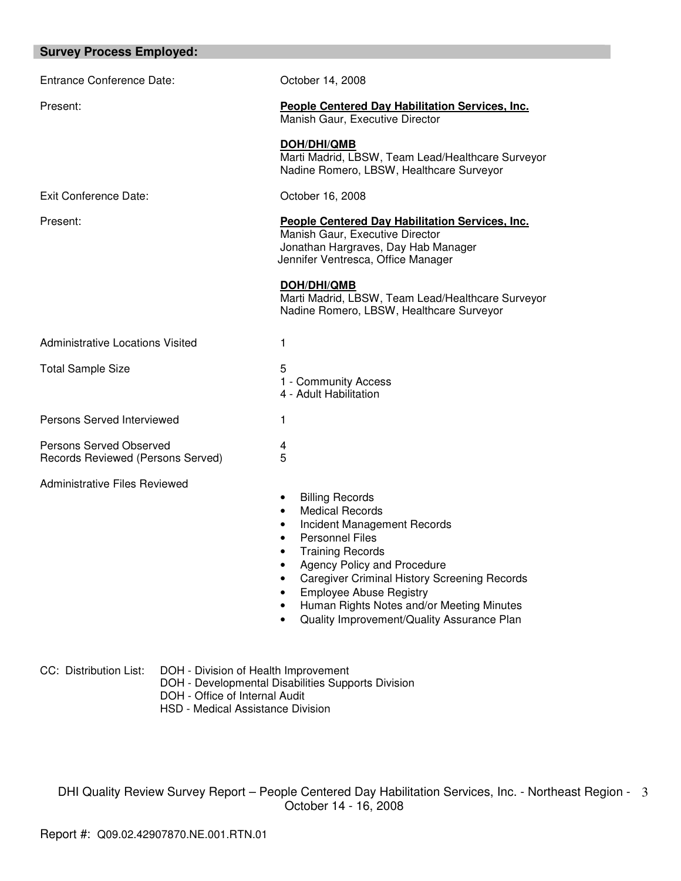## Survey Process Employed:

| | |
|---|---|
| Entrance Conference Date: | October 14, 2008 |
| Present: | **People Centered Day Habilitation Services, Inc.**<br>Manish Gaur, Executive Director<br><br>**DOH/DHI/QMB**<br>Marti Madrid, LBSW, Team Lead/Healthcare Surveyor<br>Nadine Romero, LBSW, Healthcare Surveyor |
| Exit Conference Date: | October 16, 2008 |
| Present: | **People Centered Day Habilitation Services, Inc.**<br>Manish Gaur, Executive Director<br>Jonathan Hargraves, Day Hab Manager<br>Jennifer Ventresca, Office Manager<br><br>**DOH/DHI/QMB**<br>Marti Madrid, LBSW, Team Lead/Healthcare Surveyor<br>Nadine Romero, LBSW, Healthcare Surveyor |
| Administrative Locations Visited | 1 |
| Total Sample Size | 5<br>1 - Community Access<br>4 - Adult Habilitation |
| Persons Served Interviewed | 1 |
| Persons Served Observed | 4 |
| Records Reviewed (Persons Served) | 5 |

Administrative Files Reviewed

- Billing Records
- Medical Records
- Incident Management Records
- Personnel Files
- Training Records
- Agency Policy and Procedure
- Caregiver Criminal History Screening Records
- Employee Abuse Registry
- Human Rights Notes and/or Meeting Minutes
- Quality Improvement/Quality Assurance Plan

CC: Distribution List:
- DOH - Division of Health Improvement
- DOH - Developmental Disabilities Supports Division
- DOH - Office of Internal Audit
- HSD - Medical Assistance Division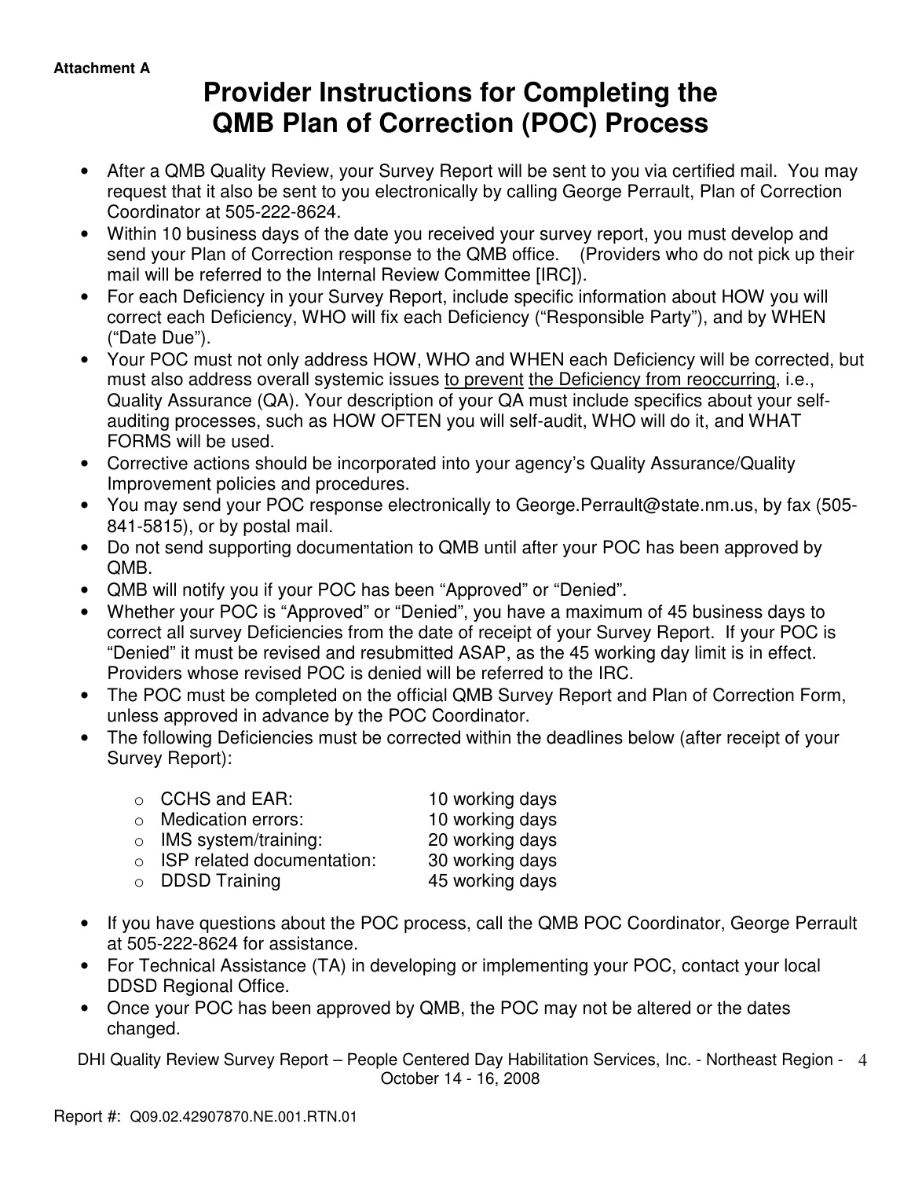Attachment A

# Provider Instructions for Completing the QMB Plan of Correction (POC) Process

- After a QMB Quality Review, your Survey Report will be sent to you via certified mail. You may request that it also be sent to you electronically by calling George Perrault, Plan of Correction Coordinator at 505-222-8624.
- Within 10 business days of the date you received your survey report, you must develop and send your Plan of Correction response to the QMB office. (Providers who do not pick up their mail will be referred to the Internal Review Committee [IRC]).
- For each Deficiency in your Survey Report, include specific information about HOW you will correct each Deficiency, WHO will fix each Deficiency ("Responsible Party"), and by WHEN ("Date Due").
- Your POC must not only address HOW, WHO and WHEN each Deficiency will be corrected, but must also address overall systemic issues to prevent the Deficiency from reoccurring, i.e., Quality Assurance (QA). Your description of your QA must include specifics about your self-auditing processes, such as HOW OFTEN you will self-audit, WHO will do it, and WHAT FORMS will be used.
- Corrective actions should be incorporated into your agency's Quality Assurance/Quality Improvement policies and procedures.
- You may send your POC response electronically to George.Perrault@state.nm.us, by fax (505-841-5815), or by postal mail.
- Do not send supporting documentation to QMB until after your POC has been approved by QMB.
- QMB will notify you if your POC has been "Approved" or "Denied".
- Whether your POC is "Approved" or "Denied", you have a maximum of 45 business days to correct all survey Deficiencies from the date of receipt of your Survey Report. If your POC is "Denied" it must be revised and resubmitted ASAP, as the 45 working day limit is in effect. Providers whose revised POC is denied will be referred to the IRC.
- The POC must be completed on the official QMB Survey Report and Plan of Correction Form, unless approved in advance by the POC Coordinator.
- The following Deficiencies must be corrected within the deadlines below (after receipt of your Survey Report):
  - CCHS and EAR: 10 working days
  - Medication errors: 10 working days
  - IMS system/training: 20 working days
  - ISP related documentation: 30 working days
  - DDSD Training 45 working days
- If you have questions about the POC process, call the QMB POC Coordinator, George Perrault at 505-222-8624 for assistance.
- For Technical Assistance (TA) in developing or implementing your POC, contact your local DDSD Regional Office.
- Once your POC has been approved by QMB, the POC may not be altered or the dates changed.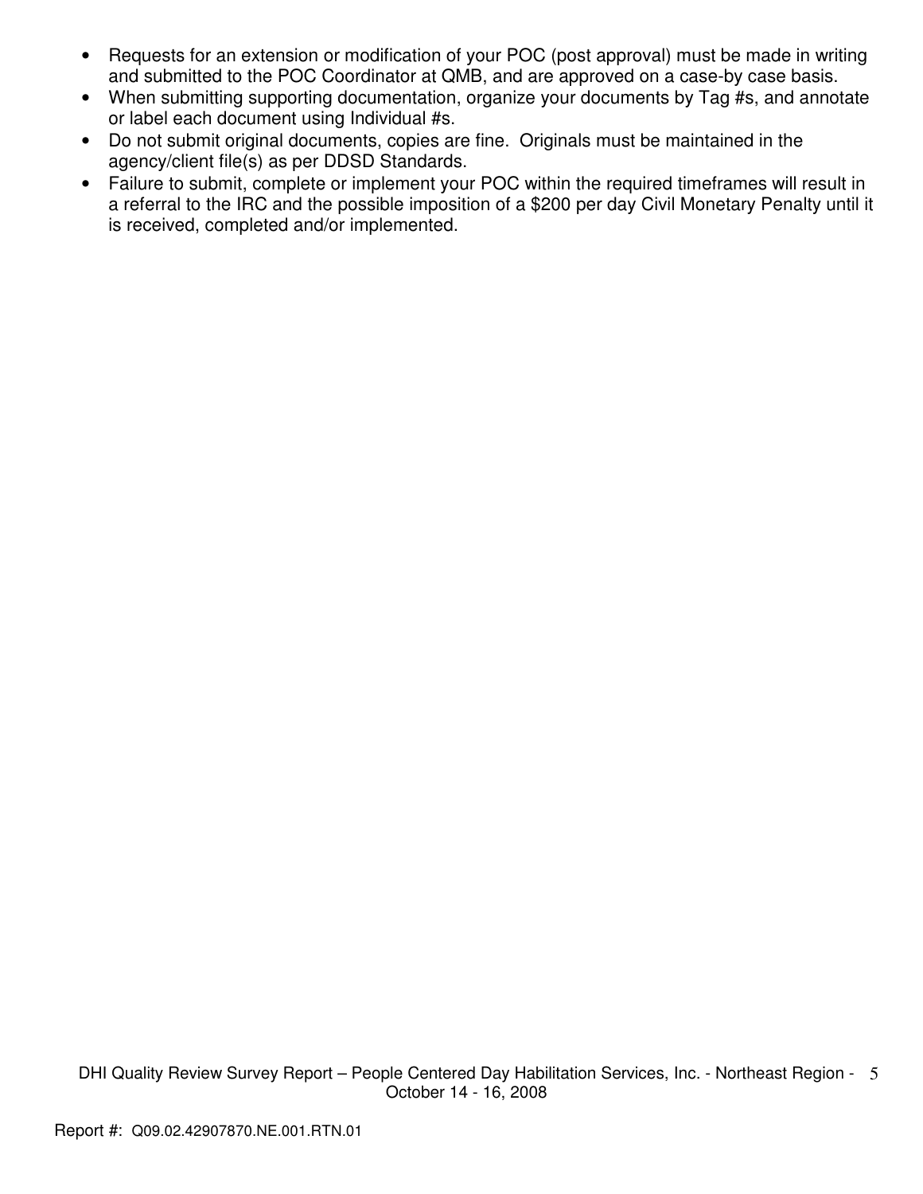- Requests for an extension or modification of your POC (post approval) must be made in writing and submitted to the POC Coordinator at QMB, and are approved on a case-by case basis.
- When submitting supporting documentation, organize your documents by Tag #s, and annotate or label each document using Individual #s.
- Do not submit original documents, copies are fine. Originals must be maintained in the agency/client file(s) as per DDSD Standards.
- Failure to submit, complete or implement your POC within the required timeframes will result in a referral to the IRC and the possible imposition of a $200 per day Civil Monetary Penalty until it is received, completed and/or implemented.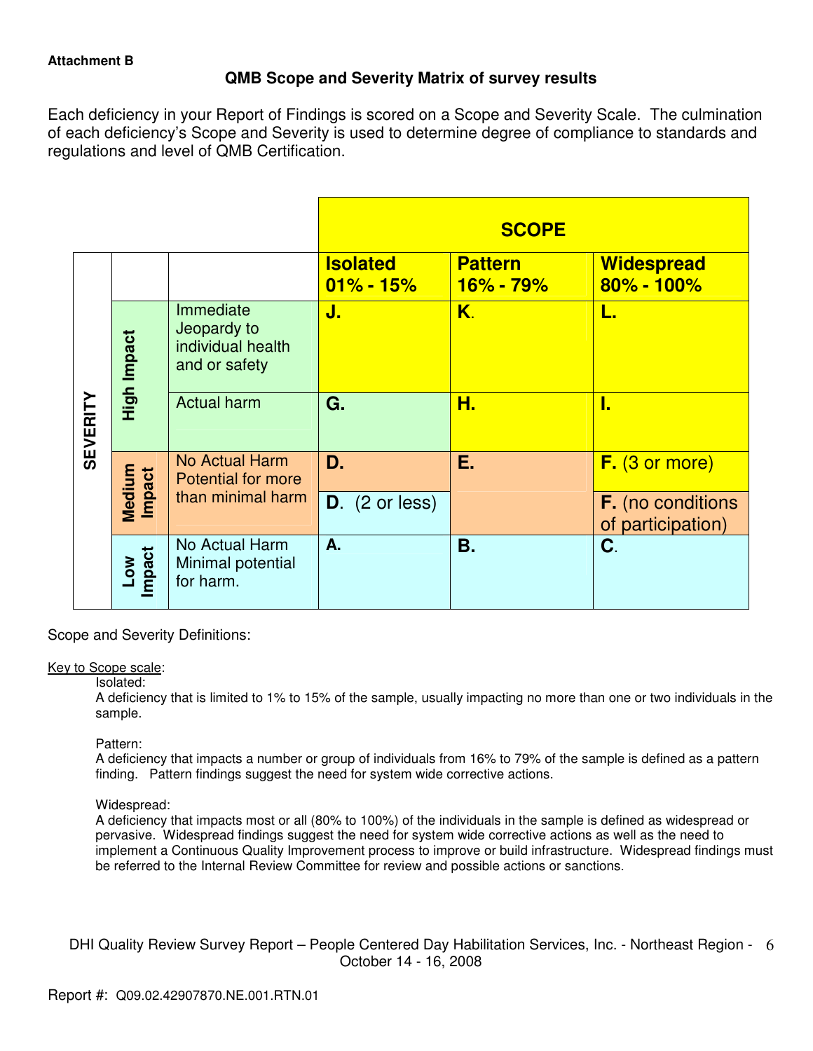**Attachment B**

## QMB Scope and Severity Matrix of survey results

Each deficiency in your Report of Findings is scored on a Scope and Severity Scale. The culmination of each deficiency's Scope and Severity is used to determine degree of compliance to standards and regulations and level of QMB Certification.

| SEVERITY | | | SCOPE | | |
|---|---|---|---|---|---|
| | | | **Isolated 01% - 15%** | **Pattern 16% - 79%** | **Widespread 80% - 100%** |
| | High Impact | Immediate Jeopardy to individual health and or safety | **J.** | **K.** | **L.** |
| | High Impact | Actual harm | **G.** | **H.** | **I.** |
| | Medium Impact | No Actual Harm Potential for more than minimal harm | **D.** | **E.** | **F.** (3 or more) |
| | Medium Impact | | **D.** (2 or less) | | **F.** (no conditions of participation) |
| | Low Impact | No Actual Harm Minimal potential for harm. | **A.** | **B.** | **C.** |

Scope and Severity Definitions:

Key to Scope scale:

Isolated:
A deficiency that is limited to 1% to 15% of the sample, usually impacting no more than one or two individuals in the sample.

Pattern:
A deficiency that impacts a number or group of individuals from 16% to 79% of the sample is defined as a pattern finding. Pattern findings suggest the need for system wide corrective actions.

Widespread:
A deficiency that impacts most or all (80% to 100%) of the individuals in the sample is defined as widespread or pervasive. Widespread findings suggest the need for system wide corrective actions as well as the need to implement a Continuous Quality Improvement process to improve or build infrastructure. Widespread findings must be referred to the Internal Review Committee for review and possible actions or sanctions.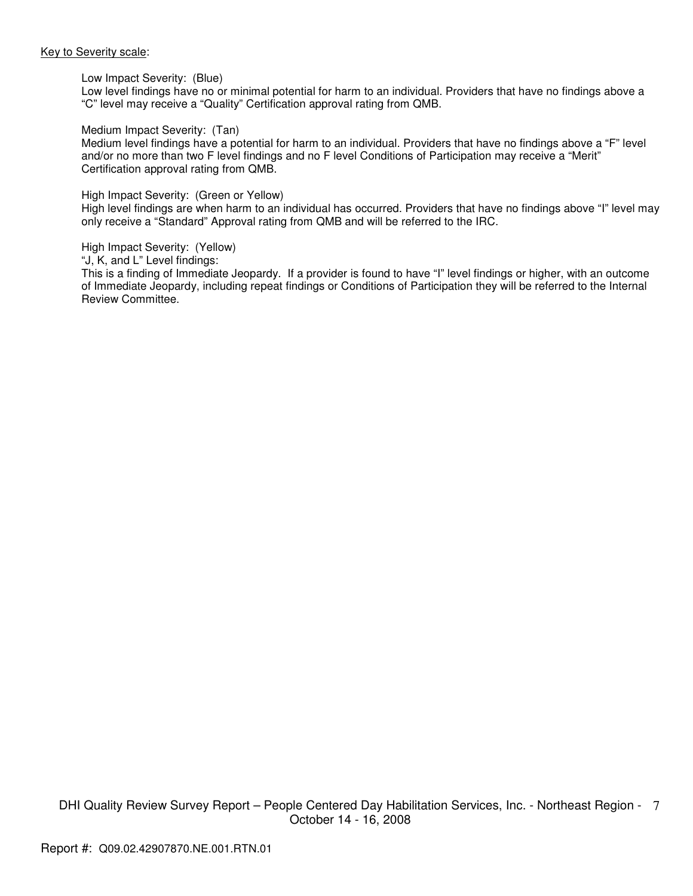<u>Key to Severity scale</u>:

Low Impact Severity: (Blue)
Low level findings have no or minimal potential for harm to an individual. Providers that have no findings above a "C" level may receive a "Quality" Certification approval rating from QMB.

Medium Impact Severity: (Tan)
Medium level findings have a potential for harm to an individual. Providers that have no findings above a "F" level and/or no more than two F level findings and no F level Conditions of Participation may receive a "Merit" Certification approval rating from QMB.

High Impact Severity: (Green or Yellow)
High level findings are when harm to an individual has occurred. Providers that have no findings above "I" level may only receive a "Standard" Approval rating from QMB and will be referred to the IRC.

High Impact Severity: (Yellow)
"J, K, and L" Level findings:
This is a finding of Immediate Jeopardy. If a provider is found to have "I" level findings or higher, with an outcome of Immediate Jeopardy, including repeat findings or Conditions of Participation they will be referred to the Internal Review Committee.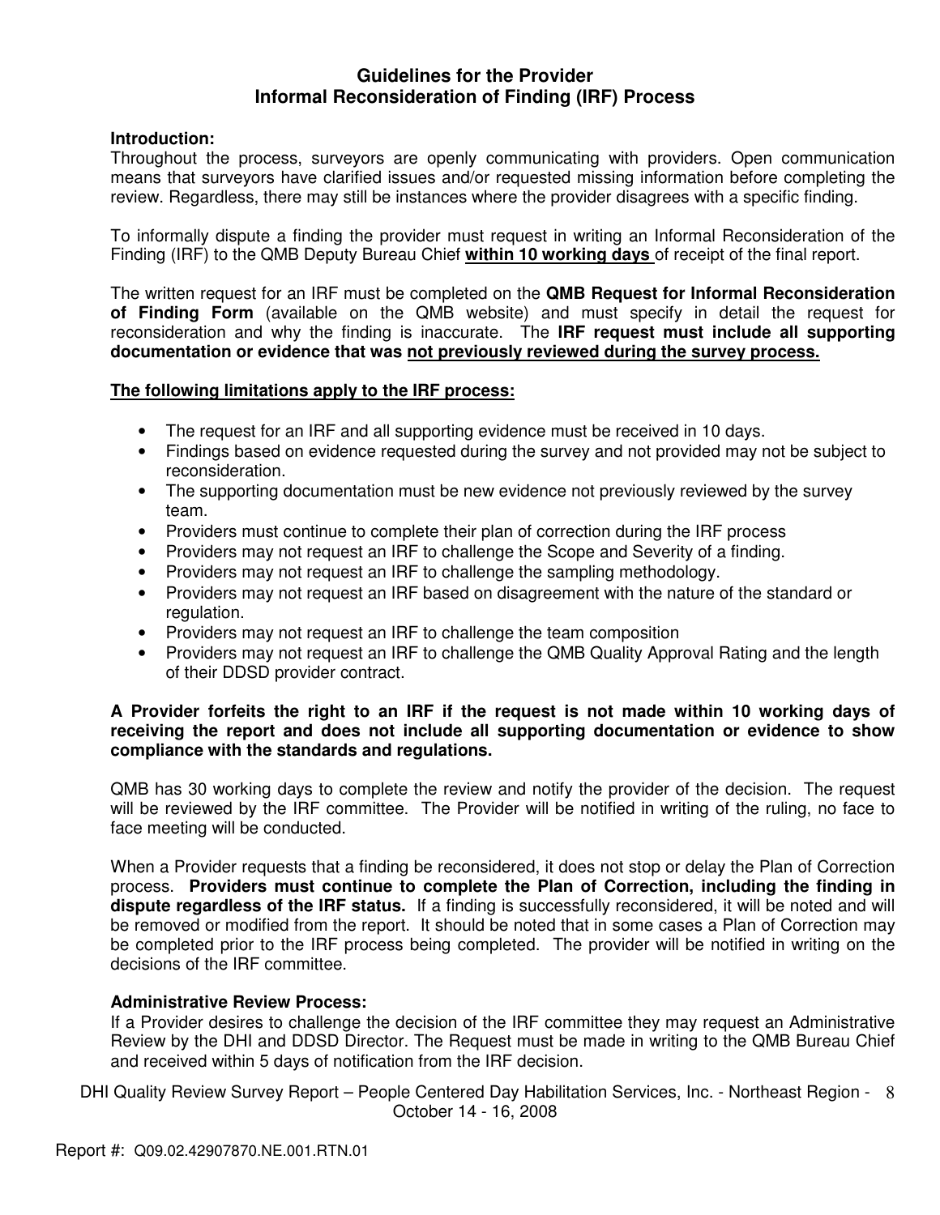## Guidelines for the Provider
## Informal Reconsideration of Finding (IRF) Process

**Introduction:**
Throughout the process, surveyors are openly communicating with providers. Open communication means that surveyors have clarified issues and/or requested missing information before completing the review. Regardless, there may still be instances where the provider disagrees with a specific finding.

To informally dispute a finding the provider must request in writing an Informal Reconsideration of the Finding (IRF) to the QMB Deputy Bureau Chief **within 10 working days** of receipt of the final report.

The written request for an IRF must be completed on the **QMB Request for Informal Reconsideration of Finding Form** (available on the QMB website) and must specify in detail the request for reconsideration and why the finding is inaccurate. The **IRF request must include all supporting documentation or evidence that was not previously reviewed during the survey process.**

**The following limitations apply to the IRF process:**

- The request for an IRF and all supporting evidence must be received in 10 days.
- Findings based on evidence requested during the survey and not provided may not be subject to reconsideration.
- The supporting documentation must be new evidence not previously reviewed by the survey team.
- Providers must continue to complete their plan of correction during the IRF process
- Providers may not request an IRF to challenge the Scope and Severity of a finding.
- Providers may not request an IRF to challenge the sampling methodology.
- Providers may not request an IRF based on disagreement with the nature of the standard or regulation.
- Providers may not request an IRF to challenge the team composition
- Providers may not request an IRF to challenge the QMB Quality Approval Rating and the length of their DDSD provider contract.

**A Provider forfeits the right to an IRF if the request is not made within 10 working days of receiving the report and does not include all supporting documentation or evidence to show compliance with the standards and regulations.**

QMB has 30 working days to complete the review and notify the provider of the decision. The request will be reviewed by the IRF committee. The Provider will be notified in writing of the ruling, no face to face meeting will be conducted.

When a Provider requests that a finding be reconsidered, it does not stop or delay the Plan of Correction process. **Providers must continue to complete the Plan of Correction, including the finding in dispute regardless of the IRF status.** If a finding is successfully reconsidered, it will be noted and will be removed or modified from the report. It should be noted that in some cases a Plan of Correction may be completed prior to the IRF process being completed. The provider will be notified in writing on the decisions of the IRF committee.

**Administrative Review Process:**
If a Provider desires to challenge the decision of the IRF committee they may request an Administrative Review by the DHI and DDSD Director. The Request must be made in writing to the QMB Bureau Chief and received within 5 days of notification from the IRF decision.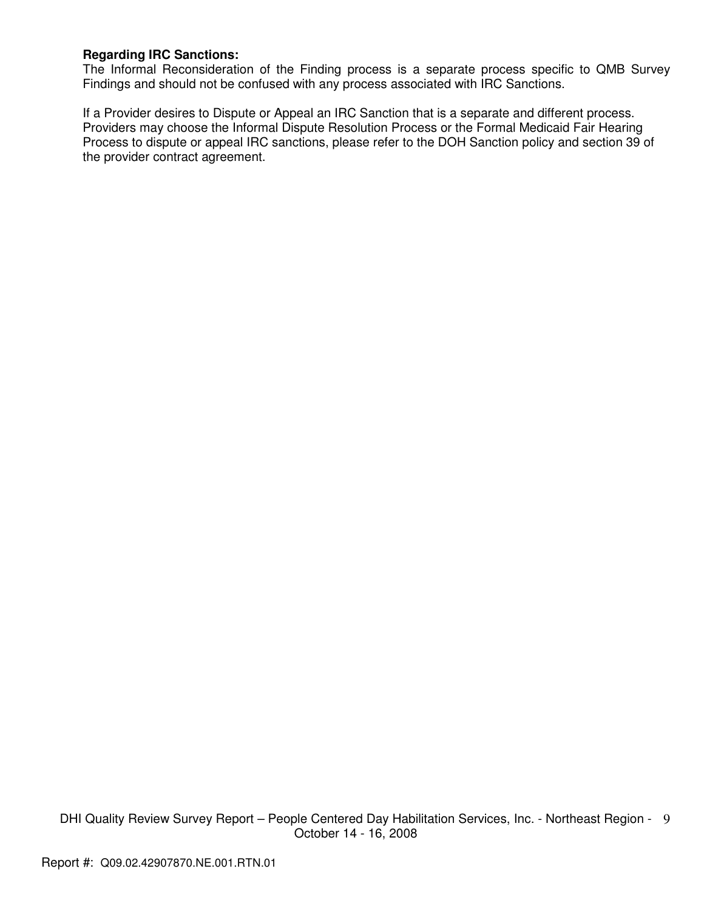**Regarding IRC Sanctions:**
The Informal Reconsideration of the Finding process is a separate process specific to QMB Survey Findings and should not be confused with any process associated with IRC Sanctions.

If a Provider desires to Dispute or Appeal an IRC Sanction that is a separate and different process. Providers may choose the Informal Dispute Resolution Process or the Formal Medicaid Fair Hearing Process to dispute or appeal IRC sanctions, please refer to the DOH Sanction policy and section 39 of the provider contract agreement.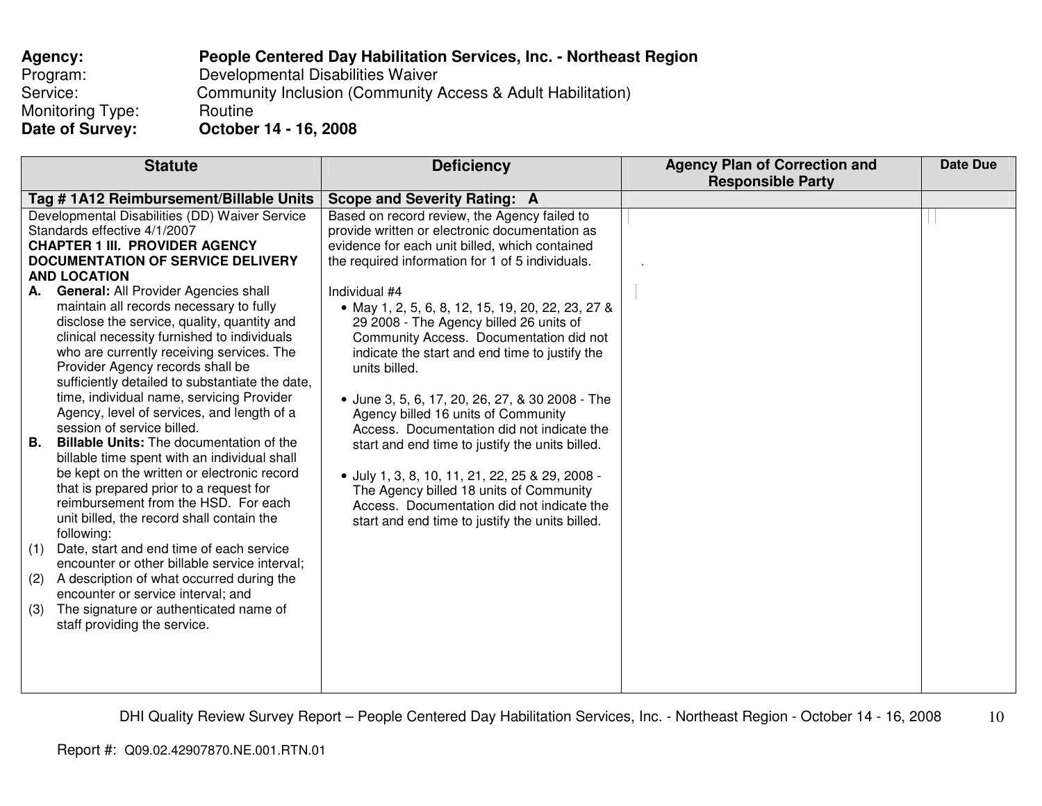**Agency:** People Centered Day Habilitation Services, Inc. - Northeast Region
Program: Developmental Disabilities Waiver
Service: Community Inclusion (Community Access & Adult Habilitation)
Monitoring Type: Routine
**Date of Survey:** October 14 - 16, 2008

| Statute | Deficiency | Agency Plan of Correction and Responsible Party | Date Due |
|---|---|---|---|
| **Tag # 1A12 Reimbursement/Billable Units** | **Scope and Severity Rating: A** | | |
| Developmental Disabilities (DD) Waiver Service Standards effective 4/1/2007<br>**CHAPTER 1 III. PROVIDER AGENCY DOCUMENTATION OF SERVICE DELIVERY AND LOCATION**<br>**A. General:** All Provider Agencies shall maintain all records necessary to fully disclose the service, quality, quantity and clinical necessity furnished to individuals who are currently receiving services. The Provider Agency records shall be sufficiently detailed to substantiate the date, time, individual name, servicing Provider Agency, level of services, and length of a session of service billed.<br>**B. Billable Units:** The documentation of the billable time spent with an individual shall be kept on the written or electronic record that is prepared prior to a request for reimbursement from the HSD. For each unit billed, the record shall contain the following:<br>(1) Date, start and end time of each service encounter or other billable service interval;<br>(2) A description of what occurred during the encounter or service interval; and<br>(3) The signature or authenticated name of staff providing the service. | Based on record review, the Agency failed to provide written or electronic documentation as evidence for each unit billed, which contained the required information for 1 of 5 individuals.<br><br>Individual #4<br>• May 1, 2, 5, 6, 8, 12, 15, 19, 20, 22, 23, 27 & 29 2008 - The Agency billed 26 units of Community Access. Documentation did not indicate the start and end time to justify the units billed.<br><br>• June 3, 5, 6, 17, 20, 26, 27, & 30 2008 - The Agency billed 16 units of Community Access. Documentation did not indicate the start and end time to justify the units billed.<br><br>• July 1, 3, 8, 10, 11, 21, 22, 25 & 29, 2008 - The Agency billed 18 units of Community Access. Documentation did not indicate the start and end time to justify the units billed. | | |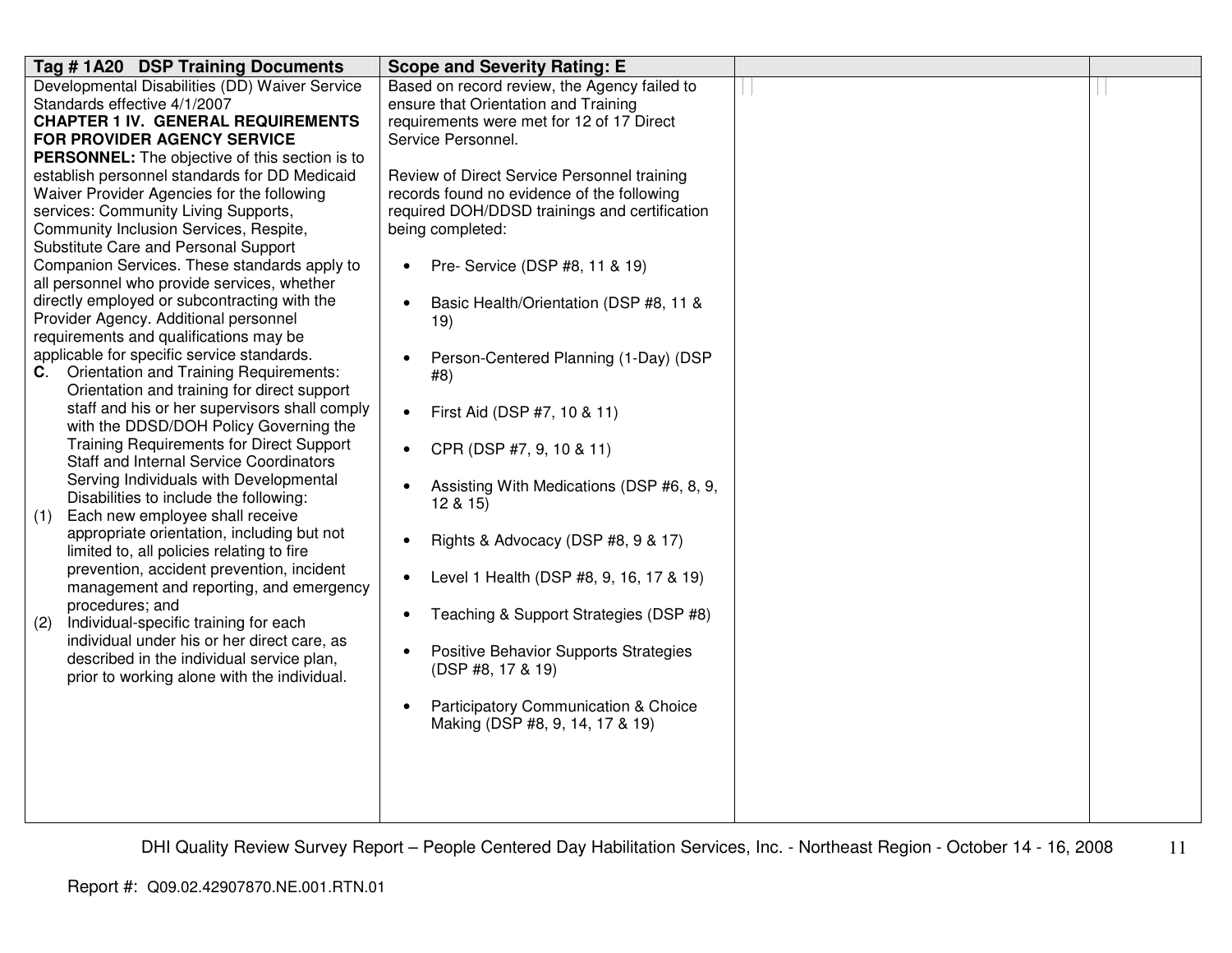| Tag # 1A20 DSP Training Documents | Scope and Severity Rating: E | | |
|---|---|---|---|
| Developmental Disabilities (DD) Waiver Service Standards effective 4/1/2007<br>**CHAPTER 1 IV. GENERAL REQUIREMENTS FOR PROVIDER AGENCY SERVICE PERSONNEL:** The objective of this section is to establish personnel standards for DD Medicaid Waiver Provider Agencies for the following services: Community Living Supports, Community Inclusion Services, Respite, Substitute Care and Personal Support Companion Services. These standards apply to all personnel who provide services, whether directly employed or subcontracting with the Provider Agency. Additional personnel requirements and qualifications may be applicable for specific service standards.<br>**C**. Orientation and Training Requirements: Orientation and training for direct support staff and his or her supervisors shall comply with the DDSD/DOH Policy Governing the Training Requirements for Direct Support Staff and Internal Service Coordinators Serving Individuals with Developmental Disabilities to include the following:<br>(1) Each new employee shall receive appropriate orientation, including but not limited to, all policies relating to fire prevention, accident prevention, incident management and reporting, and emergency procedures; and<br>(2) Individual-specific training for each individual under his or her direct care, as described in the individual service plan, prior to working alone with the individual. | Based on record review, the Agency failed to ensure that Orientation and Training requirements were met for 12 of 17 Direct Service Personnel.<br><br>Review of Direct Service Personnel training records found no evidence of the following required DOH/DDSD trainings and certification being completed:<br><br>• Pre- Service (DSP #8, 11 & 19)<br>• Basic Health/Orientation (DSP #8, 11 & 19)<br>• Person-Centered Planning (1-Day) (DSP #8)<br>• First Aid (DSP #7, 10 & 11)<br>• CPR (DSP #7, 9, 10 & 11)<br>• Assisting With Medications (DSP #6, 8, 9, 12 & 15)<br>• Rights & Advocacy (DSP #8, 9 & 17)<br>• Level 1 Health (DSP #8, 9, 16, 17 & 19)<br>• Teaching & Support Strategies (DSP #8)<br>• Positive Behavior Supports Strategies (DSP #8, 17 & 19)<br>• Participatory Communication & Choice Making (DSP #8, 9, 14, 17 & 19) | | |

DHI Quality Review Survey Report – People Centered Day Habilitation Services, Inc. - Northeast Region - October 14 - 16, 2008

Report #: Q09.02.42907870.NE.001.RTN.01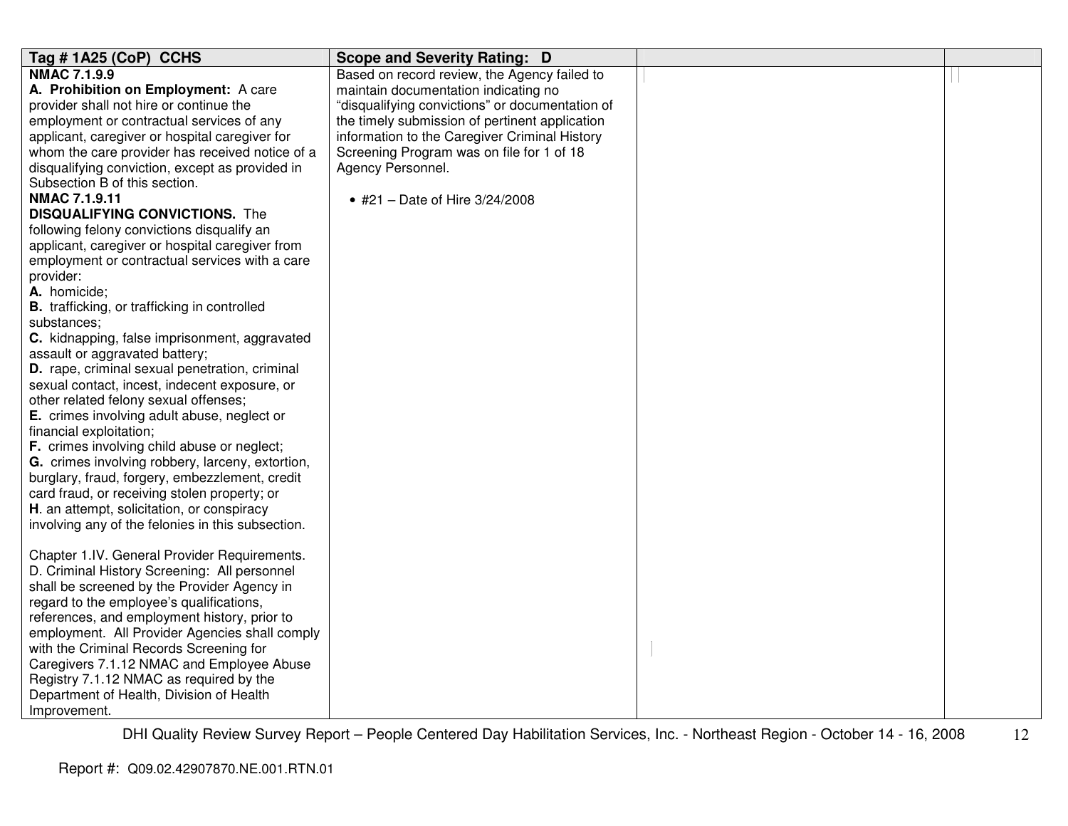| Tag # 1A25 (CoP) CCHS | Scope and Severity Rating: D | | |
|---|---|---|---|
| **NMAC 7.1.9.9**<br>**A. Prohibition on Employment:** A care provider shall not hire or continue the employment or contractual services of any applicant, caregiver or hospital caregiver for whom the care provider has received notice of a disqualifying conviction, except as provided in Subsection B of this section.<br>**NMAC 7.1.9.11**<br>**DISQUALIFYING CONVICTIONS.** The following felony convictions disqualify an applicant, caregiver or hospital caregiver from employment or contractual services with a care provider:<br>**A.** homicide;<br>**B.** trafficking, or trafficking in controlled substances;<br>**C.** kidnapping, false imprisonment, aggravated assault or aggravated battery;<br>**D.** rape, criminal sexual penetration, criminal sexual contact, incest, indecent exposure, or other related felony sexual offenses;<br>**E.** crimes involving adult abuse, neglect or financial exploitation;<br>**F.** crimes involving child abuse or neglect;<br>**G.** crimes involving robbery, larceny, extortion, burglary, fraud, forgery, embezzlement, credit card fraud, or receiving stolen property; or<br>**H**. an attempt, solicitation, or conspiracy involving any of the felonies in this subsection.<br><br>Chapter 1.IV. General Provider Requirements. D. Criminal History Screening: All personnel shall be screened by the Provider Agency in regard to the employee's qualifications, references, and employment history, prior to employment. All Provider Agencies shall comply with the Criminal Records Screening for Caregivers 7.1.12 NMAC and Employee Abuse Registry 7.1.12 NMAC as required by the Department of Health, Division of Health Improvement. | Based on record review, the Agency failed to maintain documentation indicating no "disqualifying convictions" or documentation of the timely submission of pertinent application information to the Caregiver Criminal History Screening Program was on file for 1 of 18 Agency Personnel.<br><br>• #21 – Date of Hire 3/24/2008 | | |

Report #: Q09.02.42907870.NE.001.RTN.01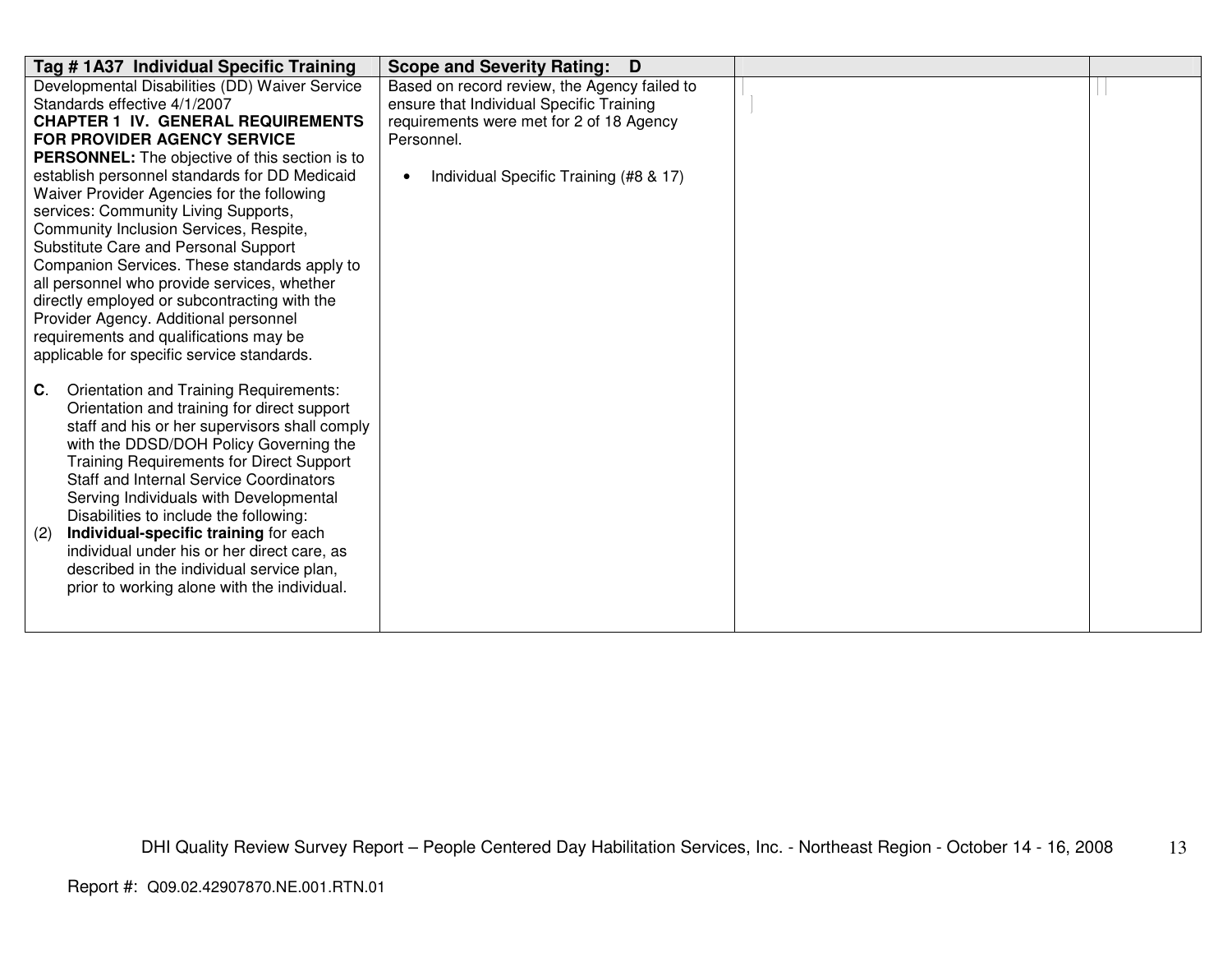| Tag # 1A37 Individual Specific Training | Scope and Severity Rating: D | | |
|---|---|---|---|
| Developmental Disabilities (DD) Waiver Service Standards effective 4/1/2007<br>**CHAPTER 1 IV. GENERAL REQUIREMENTS FOR PROVIDER AGENCY SERVICE PERSONNEL:** The objective of this section is to establish personnel standards for DD Medicaid Waiver Provider Agencies for the following services: Community Living Supports, Community Inclusion Services, Respite, Substitute Care and Personal Support Companion Services. These standards apply to all personnel who provide services, whether directly employed or subcontracting with the Provider Agency. Additional personnel requirements and qualifications may be applicable for specific service standards.<br><br>**C**. Orientation and Training Requirements: Orientation and training for direct support staff and his or her supervisors shall comply with the DDSD/DOH Policy Governing the Training Requirements for Direct Support Staff and Internal Service Coordinators Serving Individuals with Developmental Disabilities to include the following:<br>(2) **Individual-specific training** for each individual under his or her direct care, as described in the individual service plan, prior to working alone with the individual. | Based on record review, the Agency failed to ensure that Individual Specific Training requirements were met for 2 of 18 Agency Personnel.<br><br>• Individual Specific Training (#8 & 17) | | |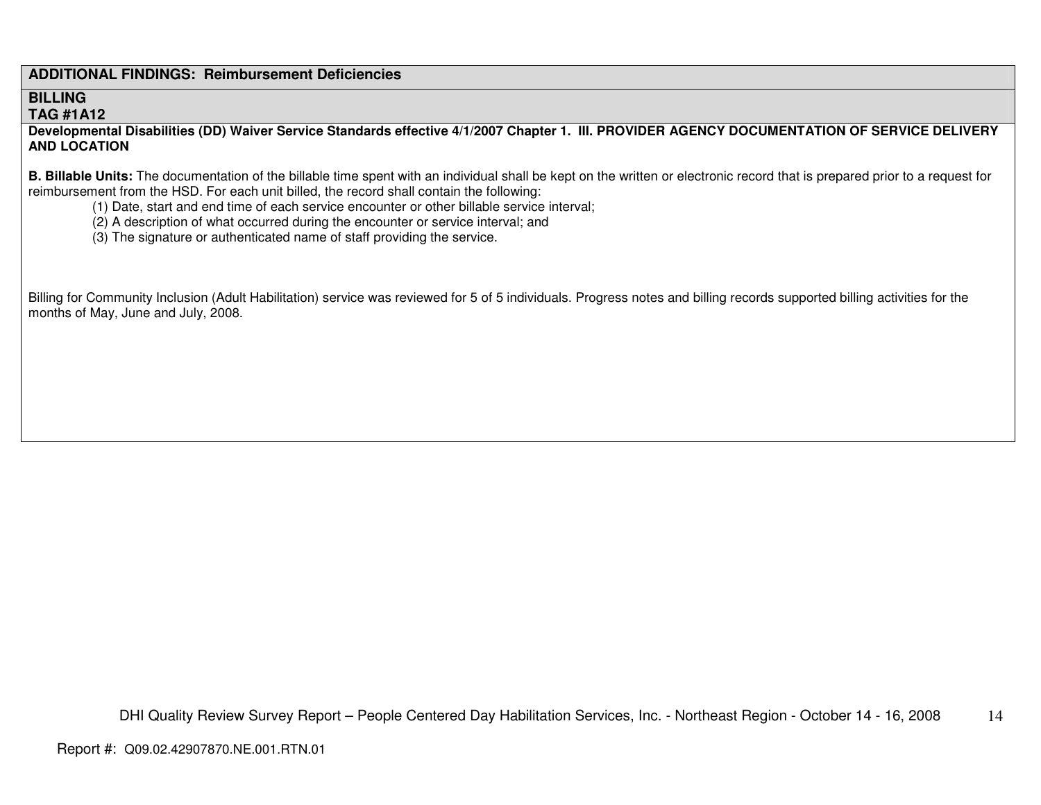## ADDITIONAL FINDINGS: Reimbursement Deficiencies

**BILLING**
**TAG #1A12**

**Developmental Disabilities (DD) Waiver Service Standards effective 4/1/2007 Chapter 1. III. PROVIDER AGENCY DOCUMENTATION OF SERVICE DELIVERY AND LOCATION**

**B. Billable Units:** The documentation of the billable time spent with an individual shall be kept on the written or electronic record that is prepared prior to a request for reimbursement from the HSD. For each unit billed, the record shall contain the following:

(1) Date, start and end time of each service encounter or other billable service interval;
(2) A description of what occurred during the encounter or service interval; and
(3) The signature or authenticated name of staff providing the service.

Billing for Community Inclusion (Adult Habilitation) service was reviewed for 5 of 5 individuals. Progress notes and billing records supported billing activities for the months of May, June and July, 2008.

Report #: Q09.02.42907870.NE.001.RTN.01